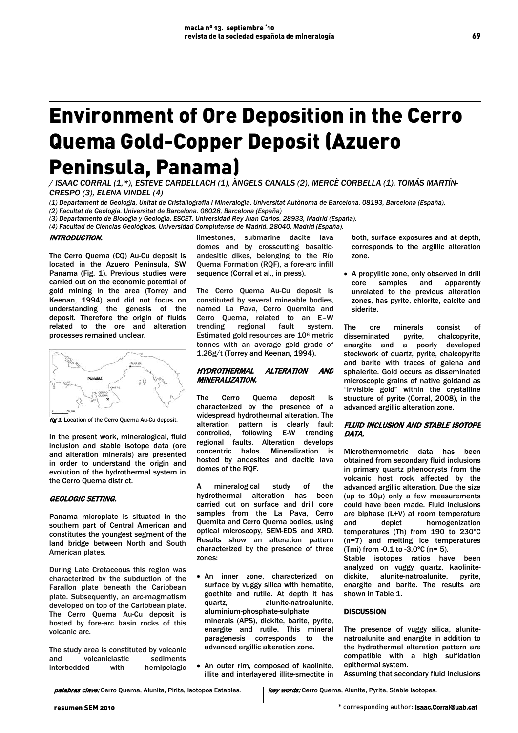// Environment of Ore Deposition in the Cerro Quema Gold-Copper Deposit (Azuero Peninsula, Panama)

/ ISAAC CORRAL (1,*), ESTEVE CARDELLACH (1), ÀNGELS CANALS (2), MERCÈ CORBELLA (1), TOMÁS MARTÍN-CRESPO (3), ELENA VINDEL (4)

(1) Departament de Geologia, Unitat de Cristallografia i Mineralogia. Universitat Autònoma de Barcelona. 08193, Barcelona (España).
(2) Facultat de Geologia. Universitat de Barcelona. 08028, Barcelona (España)
(3) Departamento de Biología y Geología. ESCET. Universidad Rey Juan Carlos. 28933, Madrid (España).
(4) Facultad de Ciencias Geológicas. Universidad Complutense de Madrid. 28040, Madrid (España).

## INTRODUCTION.

The Cerro Quema (CQ) Au-Cu deposit is located in the Azuero Peninsula, SW Panama (Fig. 1). Previous studies were carried out on the economic potential of gold mining in the area (Torrey and Keenan, 1994) and did not focus on understanding the genesis of the deposit. Therefore the origin of fluids related to the ore and alteration processes remained unclear.

fig 1. Location of the Cerro Quema Au-Cu deposit.

In the present work, mineralogical, fluid inclusion and stable isotope data (ore and alteration minerals) are presented in order to understand the origin and evolution of the hydrothermal system in the Cerro Quema district.

## GEOLOGIC SETTING.

Panama microplate is situated in the southern part of Central American and constitutes the youngest segment of the land bridge between North and South American plates.

During Late Cretaceous this region was characterized by the subduction of the Farallon plate beneath the Caribbean plate. Subsequently, an arc-magmatism developed on top of the Caribbean plate. The Cerro Quema Au-Cu deposit is hosted by fore-arc basin rocks of this volcanic arc.

The study area is constituted by volcanic and volcaniclastic sediments interbedded with hemipelagic limestones, submarine dacite lava domes and by crosscutting basaltic-andesitic dikes, belonging to the Río Quema Formation (RQF), a fore-arc infill sequence (Corral et al., in press).

The Cerro Quema Au-Cu deposit is constituted by several mineable bodies, named La Pava, Cerro Quemita and Cerro Quema, related to an E–W trending regional fault system. Estimated gold resources are $10^6$ metric tonnes with an average gold grade of 1.26g/t (Torrey and Keenan, 1994).

## HYDROTHERMAL ALTERATION AND MINERALIZATION.

The Cerro Quema deposit is characterized by the presence of a widespread hydrothermal alteration. The alteration pattern is clearly fault controlled, following E-W trending regional faults. Alteration develops concentric halos. Mineralization is hosted by andesites and dacitic lava domes of the RQF.

A mineralogical study of the hydrothermal alteration has been carried out on surface and drill core samples from the La Pava, Cerro Quemita and Cerro Quema bodies, using optical microscopy, SEM-EDS and XRD. Results show an alteration pattern characterized by the presence of three zones:

- An inner zone, characterized on surface by vuggy silica with hematite, goethite and rutile. At depth it has quartz, alunite-natroalunite, aluminium-phosphate-sulphate minerals (APS), dickite, barite, pyrite, enargite and rutile. This mineral paragenesis corresponds to the advanced argillic alteration zone.
- An outer rim, composed of kaolinite, illite and interlayered illite-smectite in both, surface exposures and at depth, corresponds to the argillic alteration zone.
- A propylitic zone, only observed in drill core samples and apparently unrelated to the previous alteration zones, has pyrite, chlorite, calcite and siderite.

The ore minerals consist of disseminated pyrite, chalcopyrite, enargite and a poorly developed stockwork of quartz, pyrite, chalcopyrite and barite with traces of galena and sphalerite. Gold occurs as disseminated microscopic grains of native goldand as "invisible gold" within the crystalline structure of pyrite (Corral, 2008), in the advanced argillic alteration zone.

## FLUID INCLUSION AND STABLE ISOTOPE DATA.

Microthermometric data has been obtained from secondary fluid inclusions in primary quartz phenocrysts from the volcanic host rock affected by the advanced argillic alteration. Due the size (up to 10μ) only a few measurements could have been made. Fluid inclusions are biphase (L+V) at room temperature and depict homogenization temperatures (Th) from 190 to 230ºC (n=7) and melting ice temperatures (Tmi) from -0.1 to -3.0ºC (n= 5).

Stable isotopes ratios have been analyzed on vuggy quartz, kaolinite-dickite, alunite-natroalunite, pyrite, enargite and barite. The results are shown in Table 1.

## DISCUSSION

The presence of vuggy silica, alunite-natroalunite and enargite in addition to the hydrothermal alteration pattern are compatible with a high sulfidation epithermal system.

Assuming that secondary fluid inclusions

*palabras clave:* Cerro Quema, Alunita, Pirita, Isotopos Estables.

*key words:* Cerro Quema, Alunite, Pyrite, Stable Isotopes.

\* corresponding author: Isaac.Corral@uab.cat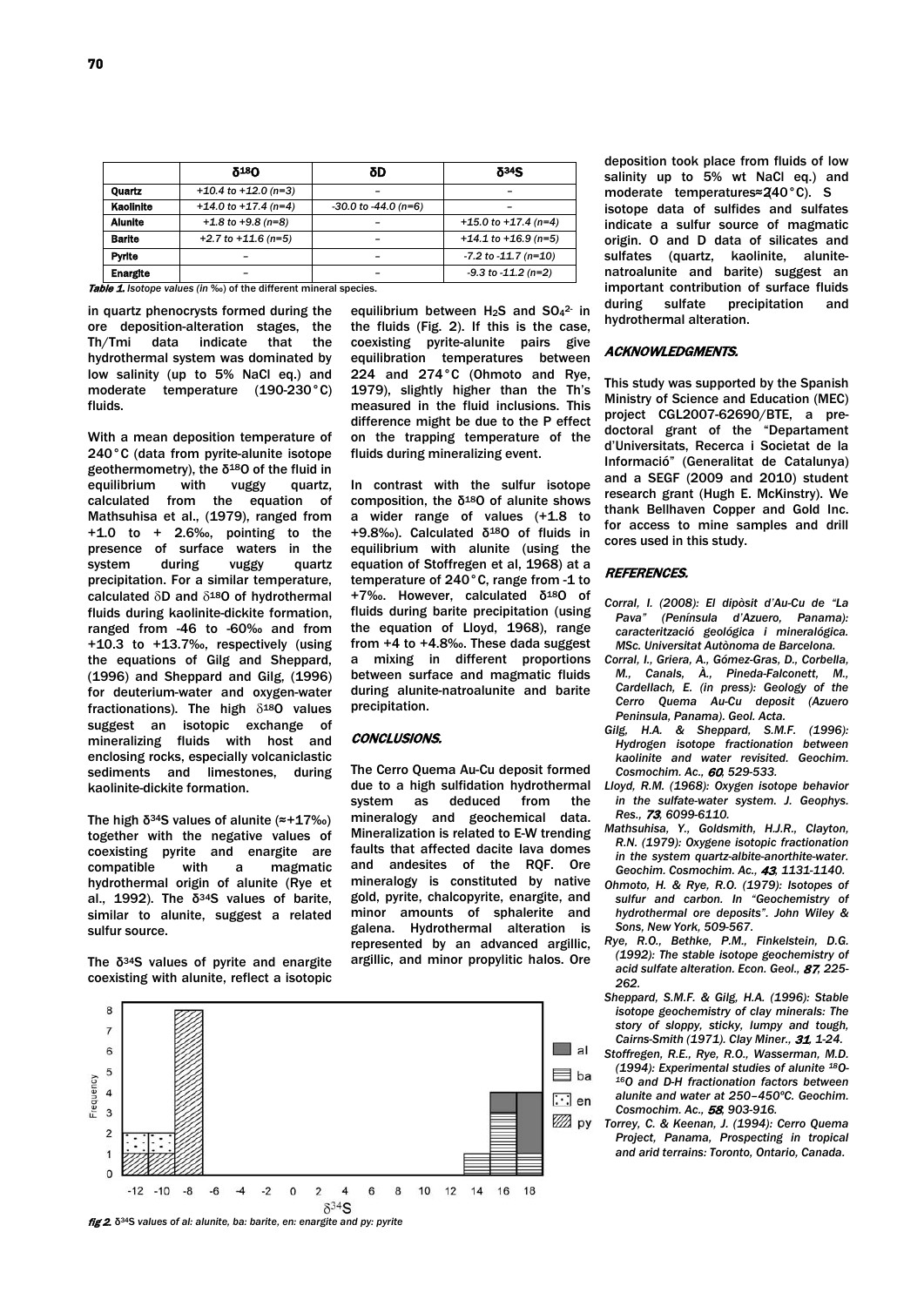| | $\delta^{18}O$ | $\delta D$ | $\delta^{34}S$ |
|---|---|---|---|
| **Quartz** | *+10.4 to +12.0 (n=3)* | – | – |
| **Kaolinite** | *+14.0 to +17.4 (n=4)* | *-30.0 to -44.0 (n=6)* | – |
| **Alunite** | *+1.8 to +9.8 (n=8)* | – | *+15.0 to +17.4 (n=4)* |
| **Barite** | *+2.7 to +11.6 (n=5)* | – | *+14.1 to +16.9 (n=5)* |
| **Pyrite** | – | – | *-7.2 to -11.7 (n=10)* |
| **Enargite** | – | – | *-9.3 to -11.2 (n=2)* |

*Table 1. Isotope values (in ‰) of the different mineral species.*

in quartz phenocrysts formed during the ore deposition-alteration stages, the Th/Tmi data indicate that the hydrothermal system was dominated by low salinity (up to 5% NaCl eq.) and moderate temperature (190-230°C) fluids.

With a mean deposition temperature of 240°C (data from pyrite-alunite isotope geothermometry), the $\delta^{18}O$ of the fluid in equilibrium with vuggy quartz, calculated from the equation of Mathsuhisa et al., (1979), ranged from +1.0 to + 2.6‰, pointing to the presence of surface waters in the system during vuggy quartz precipitation. For a similar temperature, calculated $\delta D$ and $\delta^{18}O$ of hydrothermal fluids during kaolinite-dickite formation, ranged from -46 to -60‰ and from +10.3 to +13.7‰, respectively (using the equations of Gilg and Sheppard, (1996) and Sheppard and Gilg, (1996) for deuterium-water and oxygen-water fractionations). The high $\delta^{18}O$ values suggest an isotopic exchange of mineralizing fluids with host and enclosing rocks, especially volcaniclastic sediments and limestones, during kaolinite-dickite formation.

The high $\delta^{34}S$ values of alunite (≈+17‰) together with the negative values of coexisting pyrite and enargite are compatible with a magmatic hydrothermal origin of alunite (Rye et al., 1992). The $\delta^{34}S$ values of barite, similar to alunite, suggest a related sulfur source.

The $\delta^{34}S$ values of pyrite and enargite coexisting with alunite, reflect a isotopic equilibrium between $H_2S$ and $SO_4^{2-}$ in the fluids (Fig. 2). If this is the case, coexisting pyrite-alunite pairs give equilibration temperatures between 224 and 274°C (Ohmoto and Rye, 1979), slightly higher than the Th's measured in the fluid inclusions. This difference might be due to the P effect on the trapping temperature of the fluids during mineralizing event.

In contrast with the sulfur isotope composition, the $\delta^{18}O$ of alunite shows a wider range of values (+1.8 to +9.8‰). Calculated $\delta^{18}O$ of fluids in equilibrium with alunite (using the equation of Stoffregen et al, 1968) at a temperature of 240°C, range from -1 to +7‰. However, calculated $\delta^{18}O$ of fluids during barite precipitation (using the equation of Lloyd, 1968), range from +4 to +4.8‰. These dada suggest a mixing in different proportions between surface and magmatic fluids during alunite-natroalunite and barite precipitation.

### CONCLUSIONS.

The Cerro Quema Au-Cu deposit formed due to a high sulfidation hydrothermal system as deduced from the mineralogy and geochemical data. Mineralization is related to E-W trending faults that affected dacite lava domes and andesites of the RQF. Ore mineralogy is constituted by native gold, pyrite, chalcopyrite, enargite, and minor amounts of sphalerite and galena. Hydrothermal alteration is represented by an advanced argillic, argillic, and minor propylitic halos. Ore deposition took place from fluids of low salinity up to 5% wt NaCl eq.) and moderate temperatures≈240°C). S isotope data of sulfides and sulfates indicate a sulfur source of magmatic origin. O and D data of silicates and sulfates (quartz, kaolinite, alunite-natroalunite and barite) suggest an important contribution of surface fluids during sulfate precipitation and hydrothermal alteration.

Frequency
8
7
6
5
4
3
2
1
0
-12 -10 -8 -6 -4 -2 0 2 4 6 8 10 12 14 16 18
$\delta^{34}S$
al
ba
en
py

*fig 2. $\delta^{34}S$ values of al: alunite, ba: barite, en: enargite and py: pyrite*

### ACKNOWLEDGMENTS.

This study was supported by the Spanish Ministry of Science and Education (MEC) project CGL2007-62690/BTE, a pre-doctoral grant of the "Departament d'Universitats, Recerca i Societat de la Informació" (Generalitat de Catalunya) and a SEGF (2009 and 2010) student research grant (Hugh E. McKinstry). We thank Bellhaven Copper and Gold Inc. for access to mine samples and drill cores used in this study.

### REFERENCES.

*Corral, I. (2008): El dipòsit d'Au-Cu de "La Pava" (Península d'Azuero, Panama): caracterització geològica i mineralógica. MSc. Universitat Autònoma de Barcelona.*

*Corral, I., Griera, A., Gómez-Gras, D., Corbella, M., Canals, À., Pineda-Falconett, M., Cardellach, E. (in press): Geology of the Cerro Quema Au-Cu deposit (Azuero Peninsula, Panama). Geol. Acta.*

*Gilg, H.A. & Sheppard, S.M.F. (1996): Hydrogen isotope fractionation between kaolinite and water revisited. Geochim. Cosmochim. Ac., **60**, 529-533.*

*Lloyd, R.M. (1968): Oxygen isotope behavior in the sulfate-water system. J. Geophys. Res., **73**, 6099-6110.*

*Mathsuhisa, Y., Goldsmith, H.J.R., Clayton, R.N. (1979): Oxygene isotopic fractionation in the system quartz-albite-anorthite-water. Geochim. Cosmochim. Ac., **43**, 1131-1140.*

*Ohmoto, H. & Rye, R.O. (1979): Isotopes of sulfur and carbon. In "Geochemistry of hydrothermal ore deposits". John Wiley & Sons, New York, 509-567.*

*Rye, R.O., Bethke, P.M., Finkelstein, D.G. (1992): The stable isotope geochemistry of acid sulfate alteration. Econ. Geol., **87**, 225-262.*

*Sheppard, S.M.F. & Gilg, H.A. (1996): Stable isotope geochemistry of clay minerals: The story of sloppy, sticky, lumpy and tough, Cairns-Smith (1971). Clay Miner., **31**, 1-24.*

*Stoffregen, R.E., Rye, R.O., Wasserman, M.D. (1994): Experimental studies of alunite $^{18}O$-$^{16}O$ and D-H fractionation factors between alunite and water at 250–450ºC. Geochim. Cosmochim. Ac., **58**, 903-916.*

*Torrey, C. & Keenan, J. (1994): Cerro Quema Project, Panama, Prospecting in tropical and arid terrains: Toronto, Ontario, Canada.*